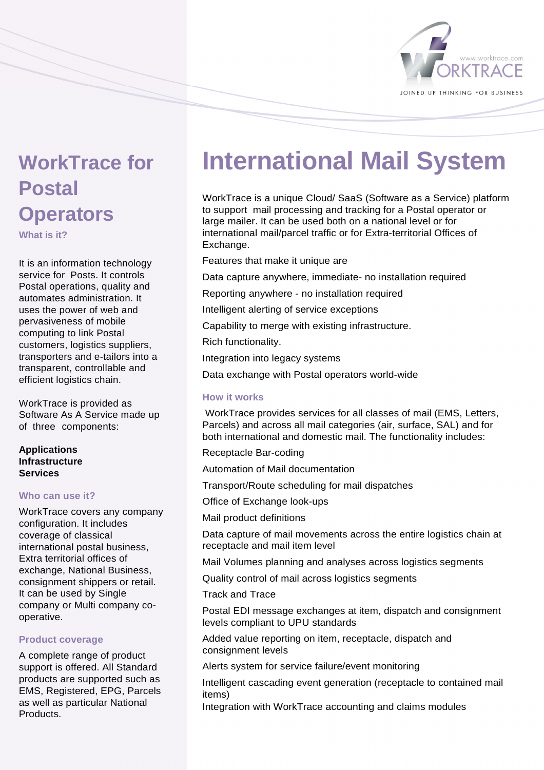# WorkTrace for Postal Operators

### What is it?

It is an information technology service for Posts. It controls Postal operations, quality and automates administration. It uses the power of web and pervasiveness of mobile computing to link Postal customers, logistics suppliers, transporters and e-tailors into a transparent, controllable and efficient logistics chain.

WorkTrace is provided as Software As A Service made up of three components:

**Applications**
**Infrastructure**
**Services**

### Who can use it?

WorkTrace covers any company configuration. It includes coverage of classical international postal business, Extra territorial offices of exchange, National Business, consignment shippers or retail. It can be used by Single company or Multi company co-operative.

### Product coverage

A complete range of product support is offered. All Standard products are supported such as EMS, Registered, EPG, Parcels as well as particular National Products.

# International Mail System

WorkTrace is a unique Cloud/ SaaS (Software as a Service) platform to support mail processing and tracking for a Postal operator or large mailer. It can be used both on a national level or for international mail/parcel traffic or for Extra-territorial Offices of Exchange.

Features that make it unique are

Data capture anywhere, immediate- no installation required

Reporting anywhere - no installation required

Intelligent alerting of service exceptions

Capability to merge with existing infrastructure.

Rich functionality.

Integration into legacy systems

Data exchange with Postal operators world-wide

### How it works

WorkTrace provides services for all classes of mail (EMS, Letters, Parcels) and across all mail categories (air, surface, SAL) and for both international and domestic mail. The functionality includes:

Receptacle Bar-coding

Automation of Mail documentation

Transport/Route scheduling for mail dispatches

Office of Exchange look-ups

Mail product definitions

Data capture of mail movements across the entire logistics chain at receptacle and mail item level

Mail Volumes planning and analyses across logistics segments

Quality control of mail across logistics segments

Track and Trace

Postal EDI message exchanges at item, dispatch and consignment levels compliant to UPU standards

Added value reporting on item, receptacle, dispatch and consignment levels

Alerts system for service failure/event monitoring

Intelligent cascading event generation (receptacle to contained mail items)

Integration with WorkTrace accounting and claims modules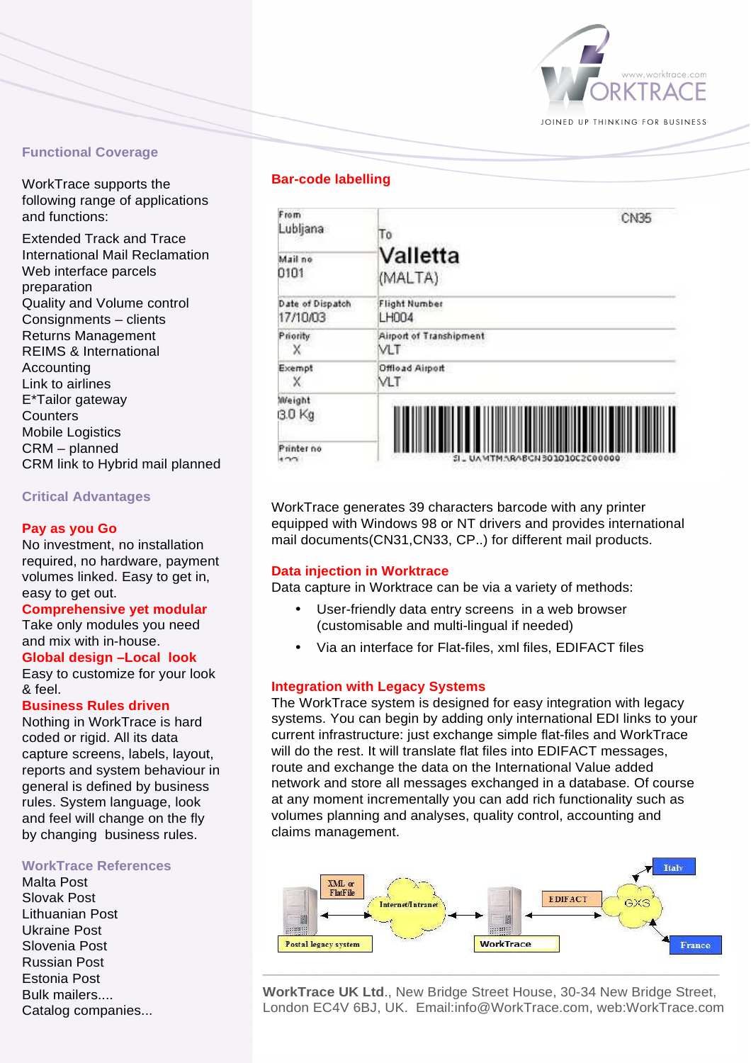## Functional Coverage

WorkTrace supports the following range of applications and functions:

Extended Track and Trace
International Mail Reclamation
Web interface parcels preparation
Quality and Volume control
Consignments – clients
Returns Management
REIMS & International Accounting
Link to airlines
E*Tailor gateway
Counters
Mobile Logistics
CRM – planned
CRM link to Hybrid mail planned

## Critical Advantages

**Pay as you Go**
No investment, no installation required, no hardware, payment volumes linked. Easy to get in, easy to get out.

**Comprehensive yet modular**
Take only modules you need and mix with in-house.

**Global design –Local look**
Easy to customize for your look & feel.

**Business Rules driven**
Nothing in WorkTrace is hard coded or rigid. All its data capture screens, labels, layout, reports and system behaviour in general is defined by business rules. System language, look and feel will change on the fly by changing business rules.

## WorkTrace References

Malta Post
Slovak Post
Lithuanian Post
Ukraine Post
Slovenia Post
Russian Post
Estonia Post
Bulk mailers....
Catalog companies...

## Bar-code labelling

| | |
|---|---|
| From Lubljana | To Valletta (MALTA) CN35 |
| Mail no 0101 | |
| Date of Dispatch 17/10/03 | Flight Number LH004 |
| Priority X | Airport of Transhipment VLT |
| Exempt X | Offload Airport VLT |
| Weight 3.0 Kg | SI_UAMTMARABCN30101OC2C00000 |
| Printer no | |

WorkTrace generates 39 characters barcode with any printer equipped with Windows 98 or NT drivers and provides international mail documents(CN31,CN33, CP..) for different mail products.

## Data injection in Worktrace

Data capture in Worktrace can be via a variety of methods:

- User-friendly data entry screens in a web browser (customisable and multi-lingual if needed)
- Via an interface for Flat-files, xml files, EDIFACT files

## Integration with Legacy Systems

The WorkTrace system is designed for easy integration with legacy systems. You can begin by adding only international EDI links to your current infrastructure: just exchange simple flat-files and WorkTrace will do the rest. It will translate flat files into EDIFACT messages, route and exchange the data on the International Value added network and store all messages exchanged in a database. Of course at any moment incrementally you can add rich functionality such as volumes planning and analyses, quality control, accounting and claims management.

XML or FlatFile
Postal legacy system
Internet/Intranet
WorkTrace
EDIFACT
GXS
Italy
France

**WorkTrace UK Ltd**., New Bridge Street House, 30-34 New Bridge Street, London EC4V 6BJ, UK. Email:info@WorkTrace.com, web:WorkTrace.com